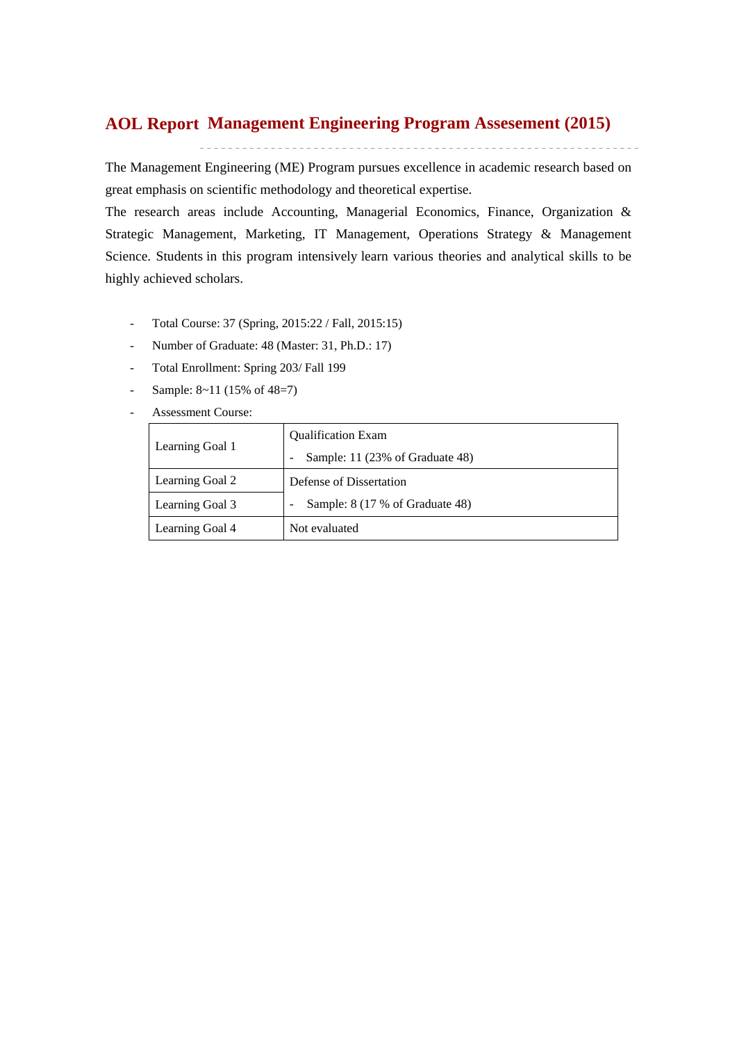# AOL Report Management Engineering Program Assesement (2015)

The Management Engineering (ME) Program pursues excellence in academic research based on great emphasis on scientific methodology and theoretical expertise.

The research areas include Accounting, Managerial Economics, Finance, Organization & Strategic Management, Marketing, IT Management, Operations Strategy & Management Science. Students in this program intensively learn various theories and analytical skills to be highly achieved scholars.

- Total Course: 37 (Spring, 2015:22 / Fall, 2015:15)
- Number of Graduate: 48 (Master: 31, Ph.D.: 17)
- Total Enrollment: Spring 203/ Fall 199
- Sample: 8~11 (15% of 48=7)
- Assessment Course:

| | |
|---|---|
| Learning Goal 1 | Qualification Exam<br>- Sample: 11 (23% of Graduate 48) |
| Learning Goal 2 | Defense of Dissertation<br>- Sample: 8 (17 % of Graduate 48) |
| Learning Goal 3 | |
| Learning Goal 4 | Not evaluated |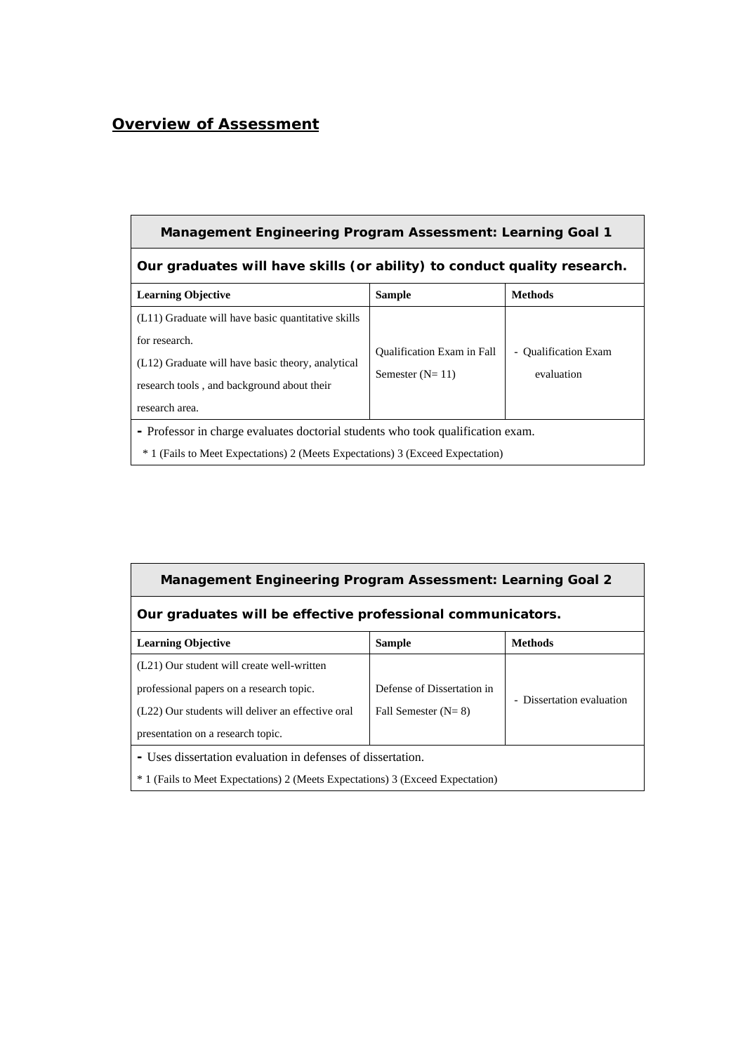## Overview of Assessment

| Management Engineering Program Assessment: Learning Goal 1 | | |
|---|---|---|
| **Our graduates will have skills (or ability) to conduct quality research.** | | |
| **Learning Objective** | **Sample** | **Methods** |
| (L11) Graduate will have basic quantitative skills for research.<br>(L12) Graduate will have basic theory, analytical research tools , and background about their research area. | Qualification Exam in Fall Semester (N= 11) | - Qualification Exam evaluation |
| - Professor in charge evaluates doctorial students who took qualification exam.<br>* 1 (Fails to Meet Expectations) 2 (Meets Expectations) 3 (Exceed Expectation) | | |

| Management Engineering Program Assessment: Learning Goal 2 | | |
|---|---|---|
| **Our graduates will be effective professional communicators.** | | |
| **Learning Objective** | **Sample** | **Methods** |
| (L21) Our student will create well-written professional papers on a research topic.<br>(L22) Our students will deliver an effective oral presentation on a research topic. | Defense of Dissertation in Fall Semester (N= 8) | - Dissertation evaluation |
| - Uses dissertation evaluation in defenses of dissertation.<br>* 1 (Fails to Meet Expectations) 2 (Meets Expectations) 3 (Exceed Expectation) | | |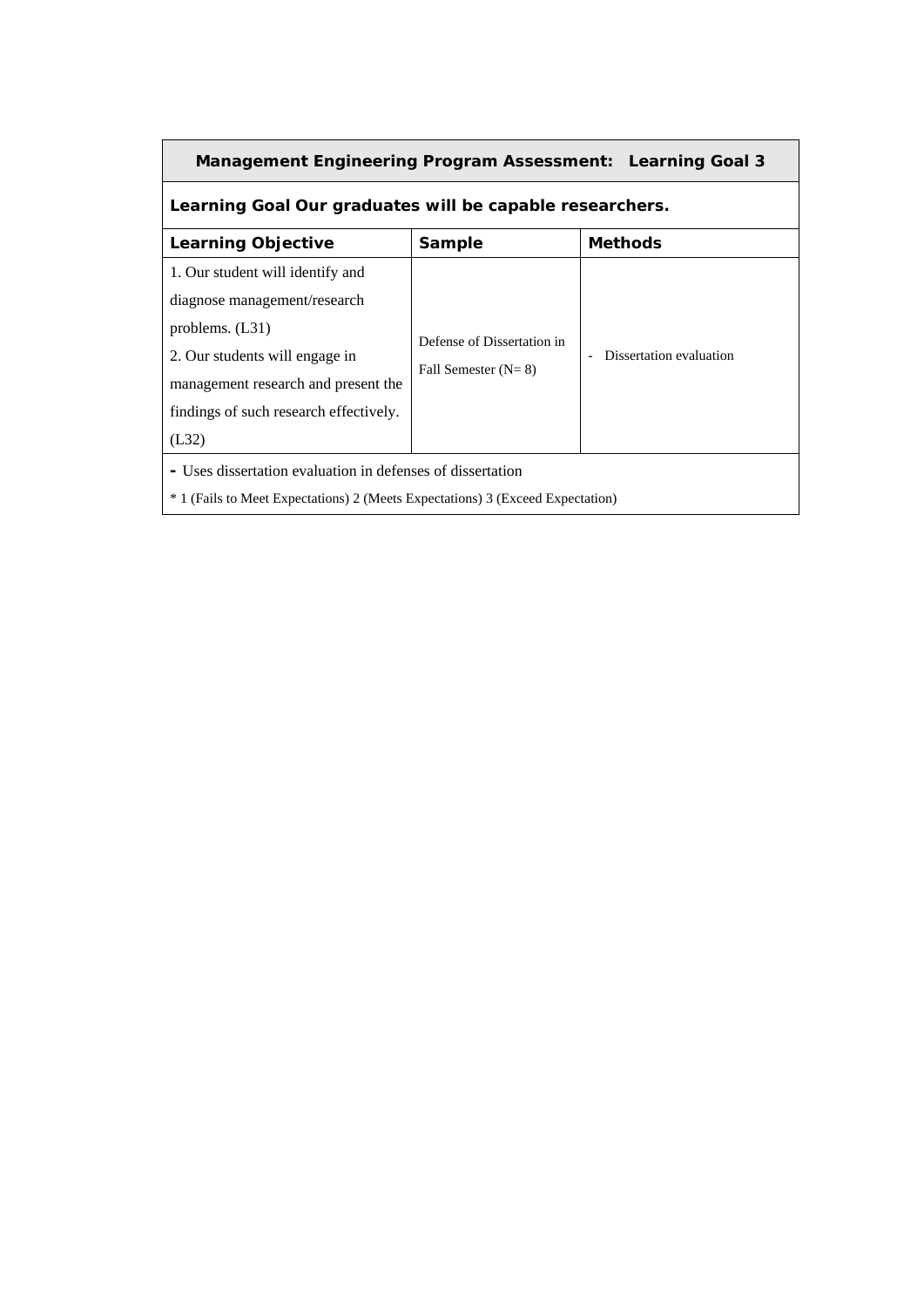| Management Engineering Program Assessment: Learning Goal 3 | | |
|---|---|---|
| **Learning Goal Our graduates will be capable researchers.** | | |
| **Learning Objective** | **Sample** | **Methods** |
| 1. Our student will identify and diagnose management/research problems. (L31)<br>2. Our students will engage in management research and present the findings of such research effectively. (L32) | Defense of Dissertation in Fall Semester (N= 8) | - Dissertation evaluation |
| - Uses dissertation evaluation in defenses of dissertation<br>* 1 (Fails to Meet Expectations) 2 (Meets Expectations) 3 (Exceed Expectation) | | |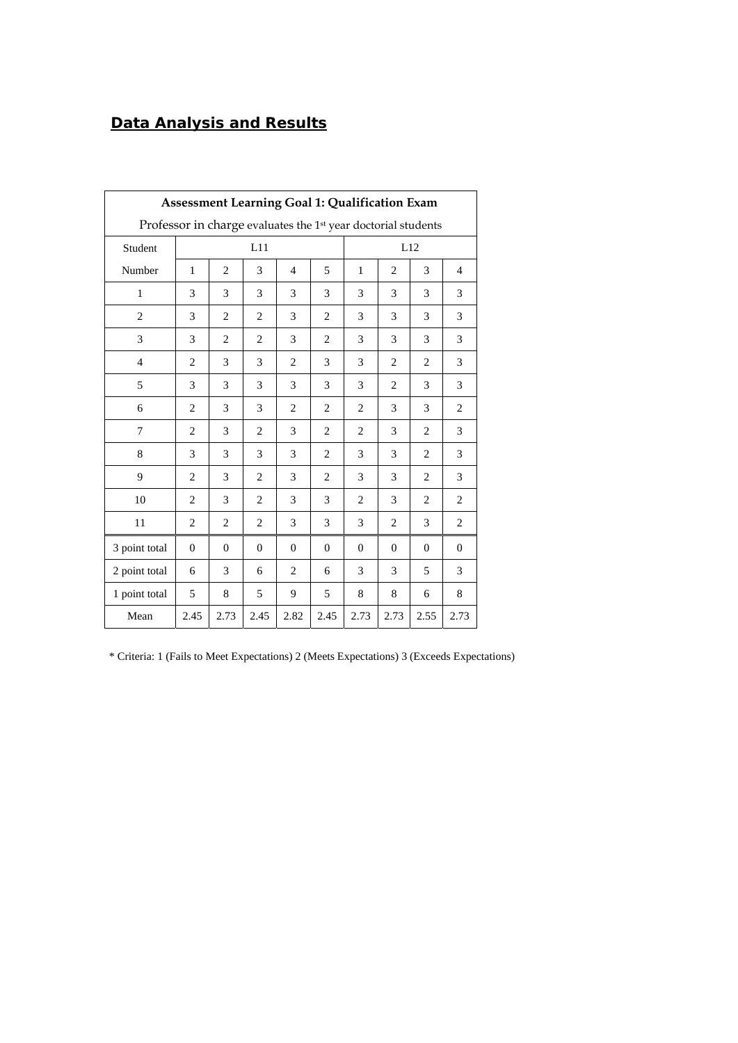## Data Analysis and Results

| Assessment Learning Goal 1: Qualification Exam | | | | | | | | | |
|---|---|---|---|---|---|---|---|---|---|
| Professor in charge evaluates the 1st year doctorial students | | | | | | | | | |
| Student | L11 | | | | | L12 | | | |
| Number | 1 | 2 | 3 | 4 | 5 | 1 | 2 | 3 | 4 |
| 1 | 3 | 3 | 3 | 3 | 3 | 3 | 3 | 3 | 3 |
| 2 | 3 | 2 | 2 | 3 | 2 | 3 | 3 | 3 | 3 |
| 3 | 3 | 2 | 2 | 3 | 2 | 3 | 3 | 3 | 3 |
| 4 | 2 | 3 | 3 | 2 | 3 | 3 | 2 | 2 | 3 |
| 5 | 3 | 3 | 3 | 3 | 3 | 3 | 2 | 3 | 3 |
| 6 | 2 | 3 | 3 | 2 | 2 | 2 | 3 | 3 | 2 |
| 7 | 2 | 3 | 2 | 3 | 2 | 2 | 3 | 2 | 3 |
| 8 | 3 | 3 | 3 | 3 | 2 | 3 | 3 | 2 | 3 |
| 9 | 2 | 3 | 2 | 3 | 2 | 3 | 3 | 2 | 3 |
| 10 | 2 | 3 | 2 | 3 | 3 | 2 | 3 | 2 | 2 |
| 11 | 2 | 2 | 2 | 3 | 3 | 3 | 2 | 3 | 2 |
| 3 point total | 0 | 0 | 0 | 0 | 0 | 0 | 0 | 0 | 0 |
| 2 point total | 6 | 3 | 6 | 2 | 6 | 3 | 3 | 5 | 3 |
| 1 point total | 5 | 8 | 5 | 9 | 5 | 8 | 8 | 6 | 8 |
| Mean | 2.45 | 2.73 | 2.45 | 2.82 | 2.45 | 2.73 | 2.73 | 2.55 | 2.73 |

* Criteria: 1 (Fails to Meet Expectations) 2 (Meets Expectations) 3 (Exceeds Expectations)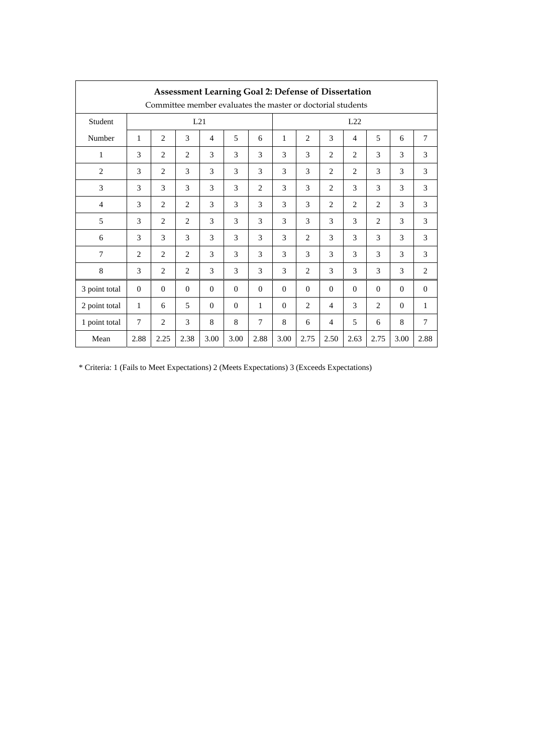**Assessment Learning Goal 2: Defense of Dissertation**

Committee member evaluates the master or doctorial students

| Student | L21 | | | | | | L22 | | | | | | |
|---|---|---|---|---|---|---|---|---|---|---|---|---|---|
| Number | 1 | 2 | 3 | 4 | 5 | 6 | 1 | 2 | 3 | 4 | 5 | 6 | 7 |
| 1 | 3 | 2 | 2 | 3 | 3 | 3 | 3 | 3 | 2 | 2 | 3 | 3 | 3 |
| 2 | 3 | 2 | 3 | 3 | 3 | 3 | 3 | 3 | 2 | 2 | 3 | 3 | 3 |
| 3 | 3 | 3 | 3 | 3 | 3 | 2 | 3 | 3 | 2 | 3 | 3 | 3 | 3 |
| 4 | 3 | 2 | 2 | 3 | 3 | 3 | 3 | 3 | 2 | 2 | 2 | 3 | 3 |
| 5 | 3 | 2 | 2 | 3 | 3 | 3 | 3 | 3 | 3 | 3 | 2 | 3 | 3 |
| 6 | 3 | 3 | 3 | 3 | 3 | 3 | 3 | 2 | 3 | 3 | 3 | 3 | 3 |
| 7 | 2 | 2 | 2 | 3 | 3 | 3 | 3 | 3 | 3 | 3 | 3 | 3 | 3 |
| 8 | 3 | 2 | 2 | 3 | 3 | 3 | 3 | 2 | 3 | 3 | 3 | 3 | 2 |
| 3 point total | 0 | 0 | 0 | 0 | 0 | 0 | 0 | 0 | 0 | 0 | 0 | 0 | 0 |
| 2 point total | 1 | 6 | 5 | 0 | 0 | 1 | 0 | 2 | 4 | 3 | 2 | 0 | 1 |
| 1 point total | 7 | 2 | 3 | 8 | 8 | 7 | 8 | 6 | 4 | 5 | 6 | 8 | 7 |
| Mean | 2.88 | 2.25 | 2.38 | 3.00 | 3.00 | 2.88 | 3.00 | 2.75 | 2.50 | 2.63 | 2.75 | 3.00 | 2.88 |

* Criteria: 1 (Fails to Meet Expectations) 2 (Meets Expectations) 3 (Exceeds Expectations)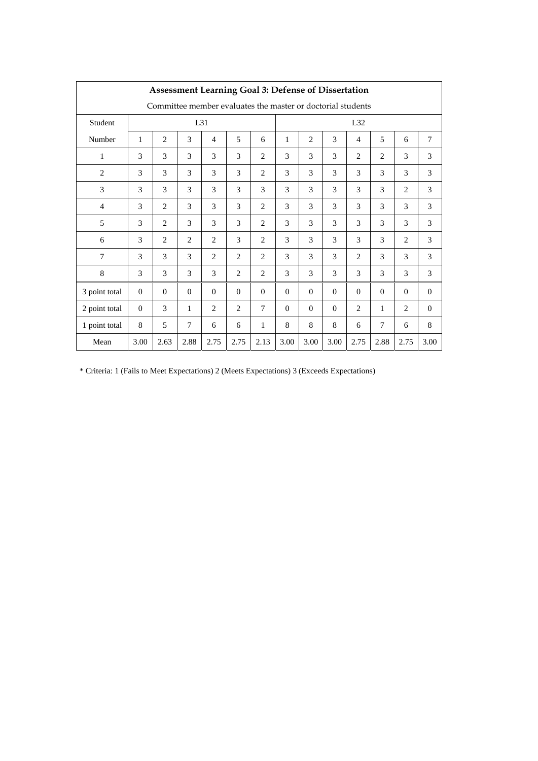| Assessment Learning Goal 3: Defense of Dissertation | | | | | | | | | | | | | |
|---|---|---|---|---|---|---|---|---|---|---|---|---|---|
| Committee member evaluates the master or doctorial students | | | | | | | | | | | | | |
| Student | L31 | | | | | | L32 | | | | | | |
| Number | 1 | 2 | 3 | 4 | 5 | 6 | 1 | 2 | 3 | 4 | 5 | 6 | 7 |
| 1 | 3 | 3 | 3 | 3 | 3 | 2 | 3 | 3 | 3 | 2 | 2 | 3 | 3 |
| 2 | 3 | 3 | 3 | 3 | 3 | 2 | 3 | 3 | 3 | 3 | 3 | 3 | 3 |
| 3 | 3 | 3 | 3 | 3 | 3 | 3 | 3 | 3 | 3 | 3 | 3 | 2 | 3 |
| 4 | 3 | 2 | 3 | 3 | 3 | 2 | 3 | 3 | 3 | 3 | 3 | 3 | 3 |
| 5 | 3 | 2 | 3 | 3 | 3 | 2 | 3 | 3 | 3 | 3 | 3 | 3 | 3 |
| 6 | 3 | 2 | 2 | 2 | 3 | 2 | 3 | 3 | 3 | 3 | 3 | 2 | 3 |
| 7 | 3 | 3 | 3 | 2 | 2 | 2 | 3 | 3 | 3 | 2 | 3 | 3 | 3 |
| 8 | 3 | 3 | 3 | 3 | 2 | 2 | 3 | 3 | 3 | 3 | 3 | 3 | 3 |
| 3 point total | 0 | 0 | 0 | 0 | 0 | 0 | 0 | 0 | 0 | 0 | 0 | 0 | 0 |
| 2 point total | 0 | 3 | 1 | 2 | 2 | 7 | 0 | 0 | 0 | 2 | 1 | 2 | 0 |
| 1 point total | 8 | 5 | 7 | 6 | 6 | 1 | 8 | 8 | 8 | 6 | 7 | 6 | 8 |
| Mean | 3.00 | 2.63 | 2.88 | 2.75 | 2.75 | 2.13 | 3.00 | 3.00 | 3.00 | 2.75 | 2.88 | 2.75 | 3.00 |

* Criteria: 1 (Fails to Meet Expectations) 2 (Meets Expectations) 3 (Exceeds Expectations)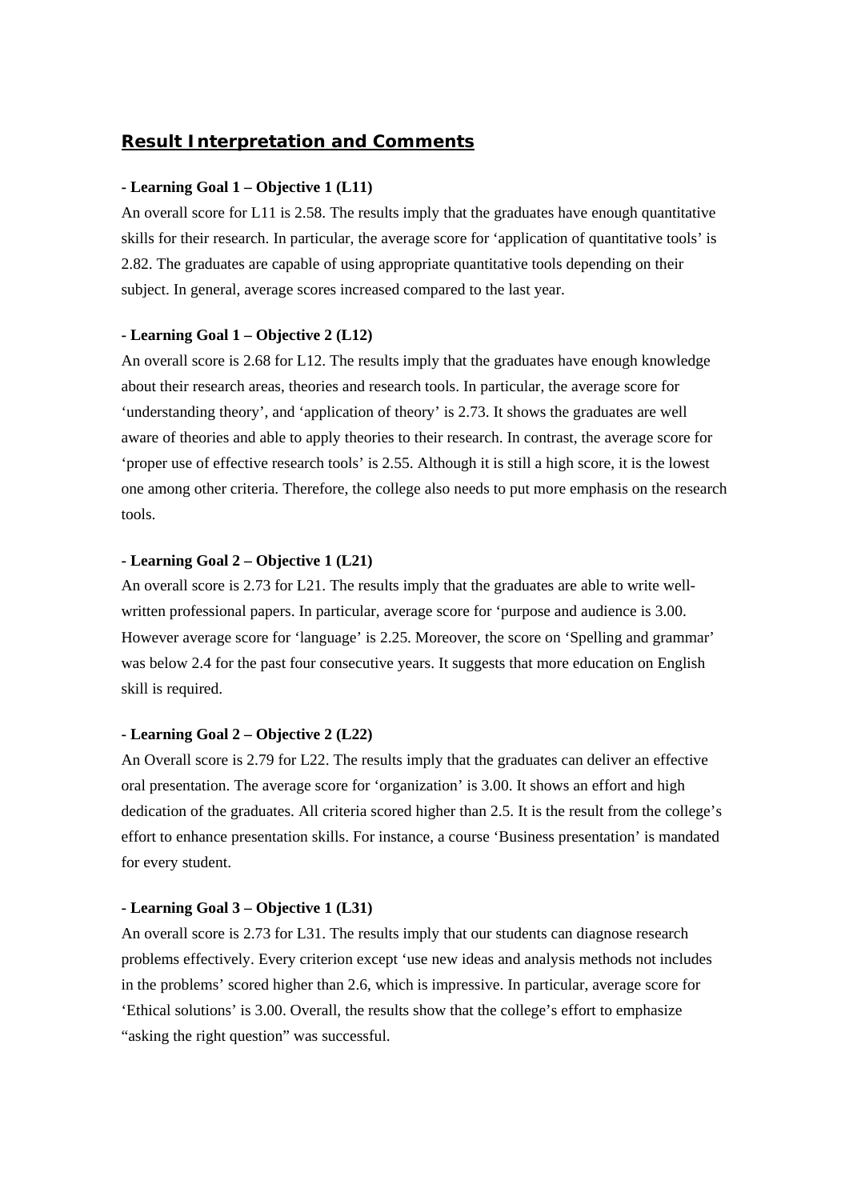## Result Interpretation and Comments

**- Learning Goal 1 – Objective 1 (L11)**

An overall score for L11 is 2.58. The results imply that the graduates have enough quantitative skills for their research. In particular, the average score for 'application of quantitative tools' is 2.82. The graduates are capable of using appropriate quantitative tools depending on their subject. In general, average scores increased compared to the last year.

**- Learning Goal 1 – Objective 2 (L12)**

An overall score is 2.68 for L12. The results imply that the graduates have enough knowledge about their research areas, theories and research tools. In particular, the average score for 'understanding theory', and 'application of theory' is 2.73. It shows the graduates are well aware of theories and able to apply theories to their research. In contrast, the average score for 'proper use of effective research tools' is 2.55. Although it is still a high score, it is the lowest one among other criteria. Therefore, the college also needs to put more emphasis on the research tools.

**- Learning Goal 2 – Objective 1 (L21)**

An overall score is 2.73 for L21. The results imply that the graduates are able to write well-written professional papers. In particular, average score for 'purpose and audience is 3.00. However average score for 'language' is 2.25. Moreover, the score on 'Spelling and grammar' was below 2.4 for the past four consecutive years. It suggests that more education on English skill is required.

**- Learning Goal 2 – Objective 2 (L22)**

An Overall score is 2.79 for L22. The results imply that the graduates can deliver an effective oral presentation. The average score for 'organization' is 3.00. It shows an effort and high dedication of the graduates. All criteria scored higher than 2.5. It is the result from the college's effort to enhance presentation skills. For instance, a course 'Business presentation' is mandated for every student.

**- Learning Goal 3 – Objective 1 (L31)**

An overall score is 2.73 for L31. The results imply that our students can diagnose research problems effectively. Every criterion except 'use new ideas and analysis methods not includes in the problems' scored higher than 2.6, which is impressive. In particular, average score for 'Ethical solutions' is 3.00. Overall, the results show that the college's effort to emphasize "asking the right question" was successful.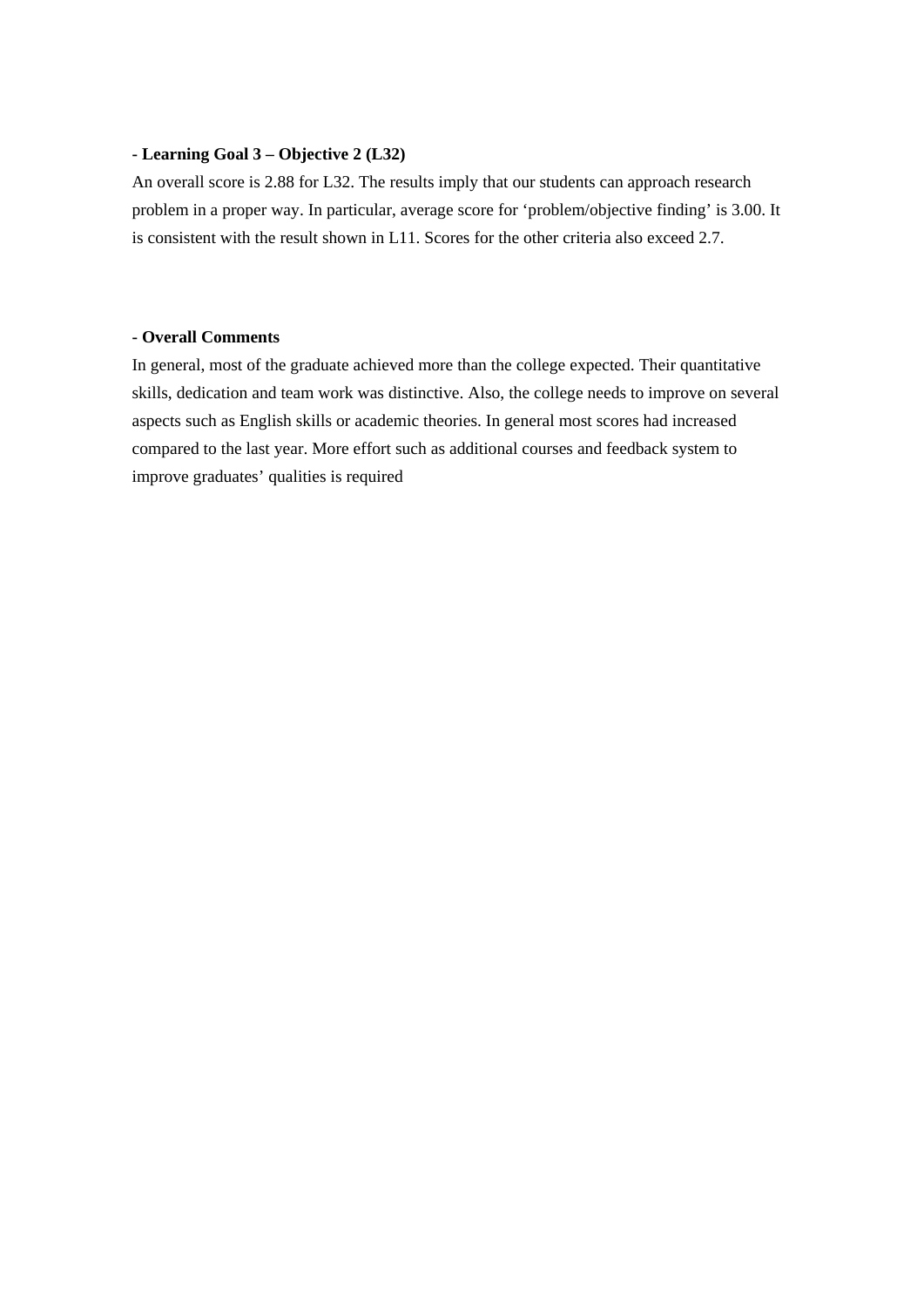**- Learning Goal 3 – Objective 2 (L32)**

An overall score is 2.88 for L32. The results imply that our students can approach research problem in a proper way. In particular, average score for 'problem/objective finding' is 3.00. It is consistent with the result shown in L11. Scores for the other criteria also exceed 2.7.

**- Overall Comments**

In general, most of the graduate achieved more than the college expected. Their quantitative skills, dedication and team work was distinctive. Also, the college needs to improve on several aspects such as English skills or academic theories. In general most scores had increased compared to the last year. More effort such as additional courses and feedback system to improve graduates' qualities is required